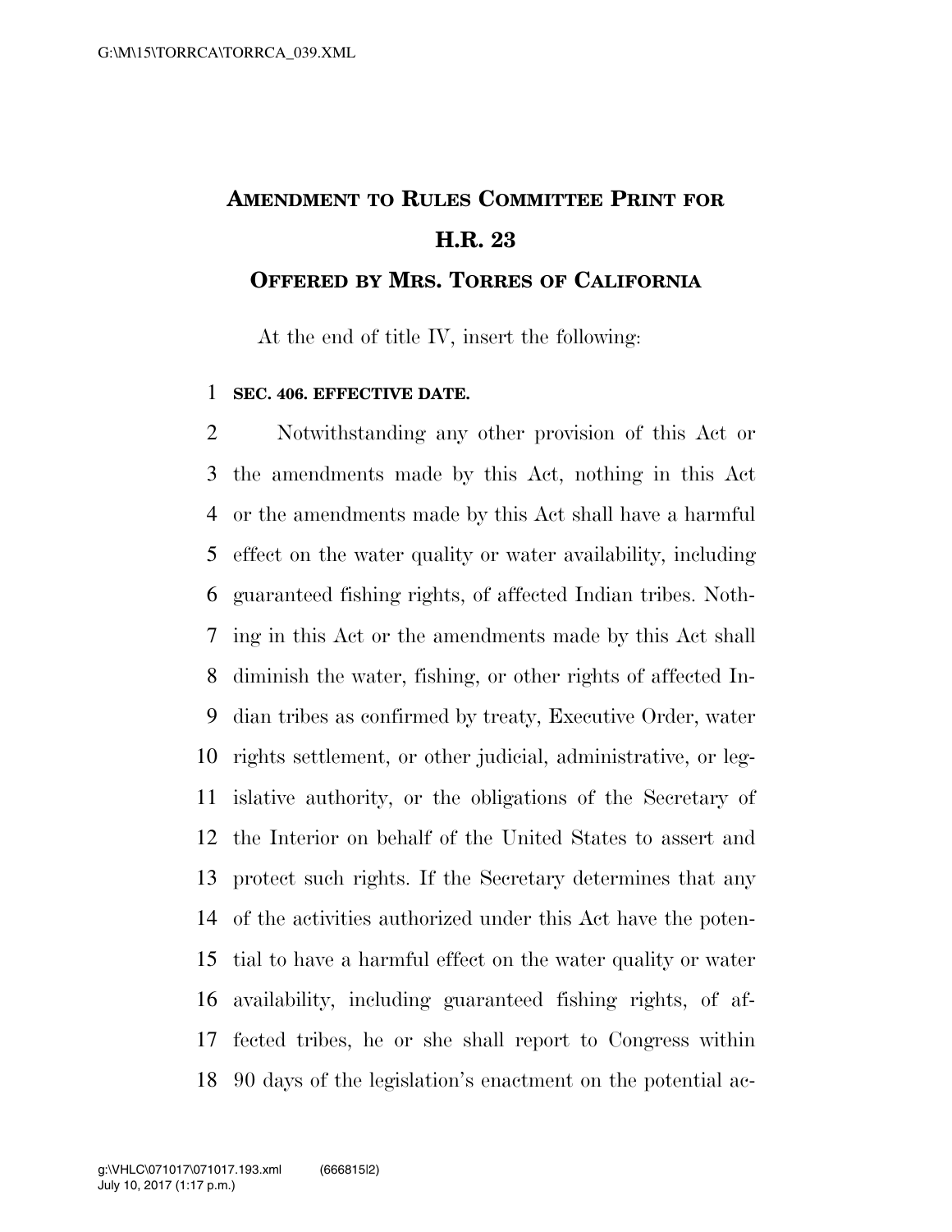# Amendment to Rules Committee Print for H.R. 23

## Offered by Mrs. Torres of California

At the end of title IV, insert the following:

**SEC. 406. EFFECTIVE DATE.**

Notwithstanding any other provision of this Act or the amendments made by this Act, nothing in this Act or the amendments made by this Act shall have a harmful effect on the water quality or water availability, including guaranteed fishing rights, of affected Indian tribes. Nothing in this Act or the amendments made by this Act shall diminish the water, fishing, or other rights of affected Indian tribes as confirmed by treaty, Executive Order, water rights settlement, or other judicial, administrative, or legislative authority, or the obligations of the Secretary of the Interior on behalf of the United States to assert and protect such rights. If the Secretary determines that any of the activities authorized under this Act have the potential to have a harmful effect on the water quality or water availability, including guaranteed fishing rights, of affected tribes, he or she shall report to Congress within 90 days of the legislation's enactment on the potential ac-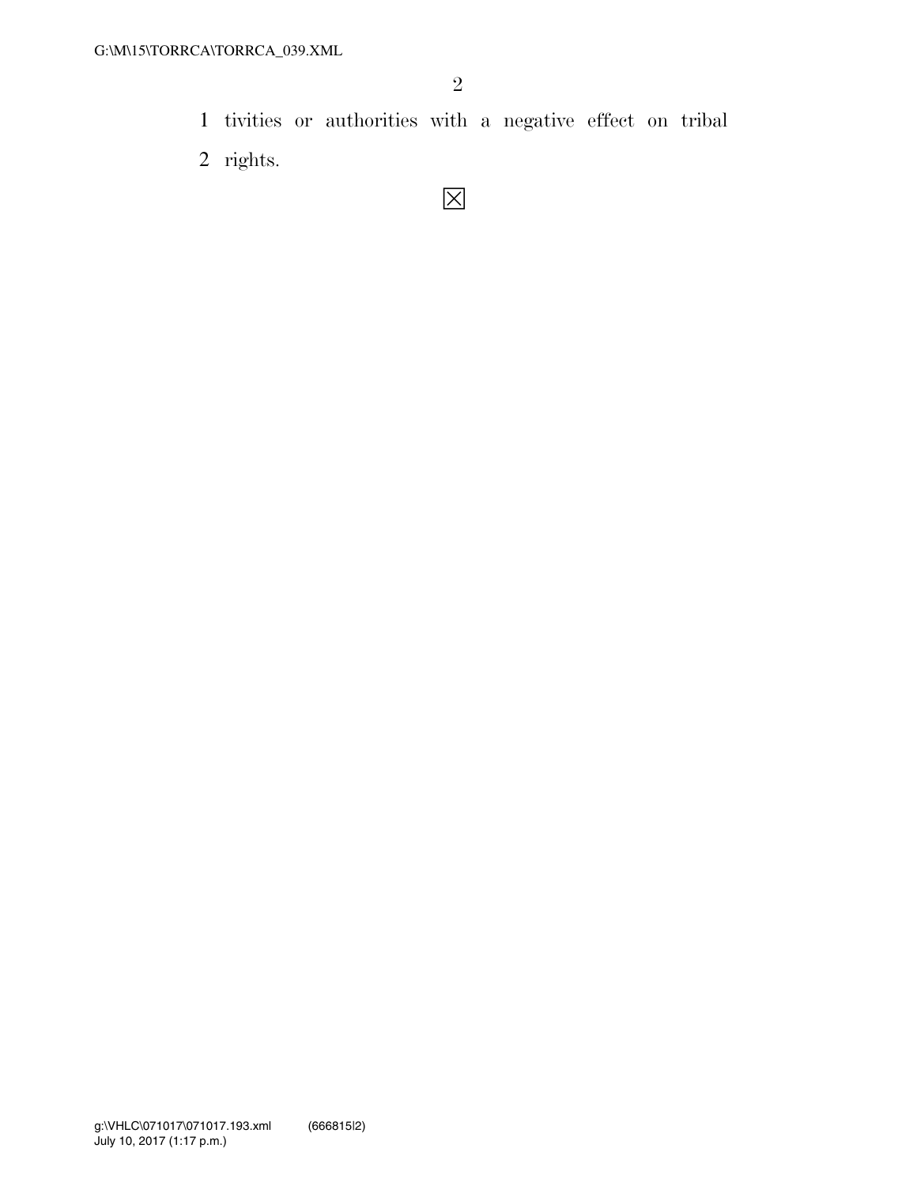tivities or authorities with a negative effect on tribal rights.

☒